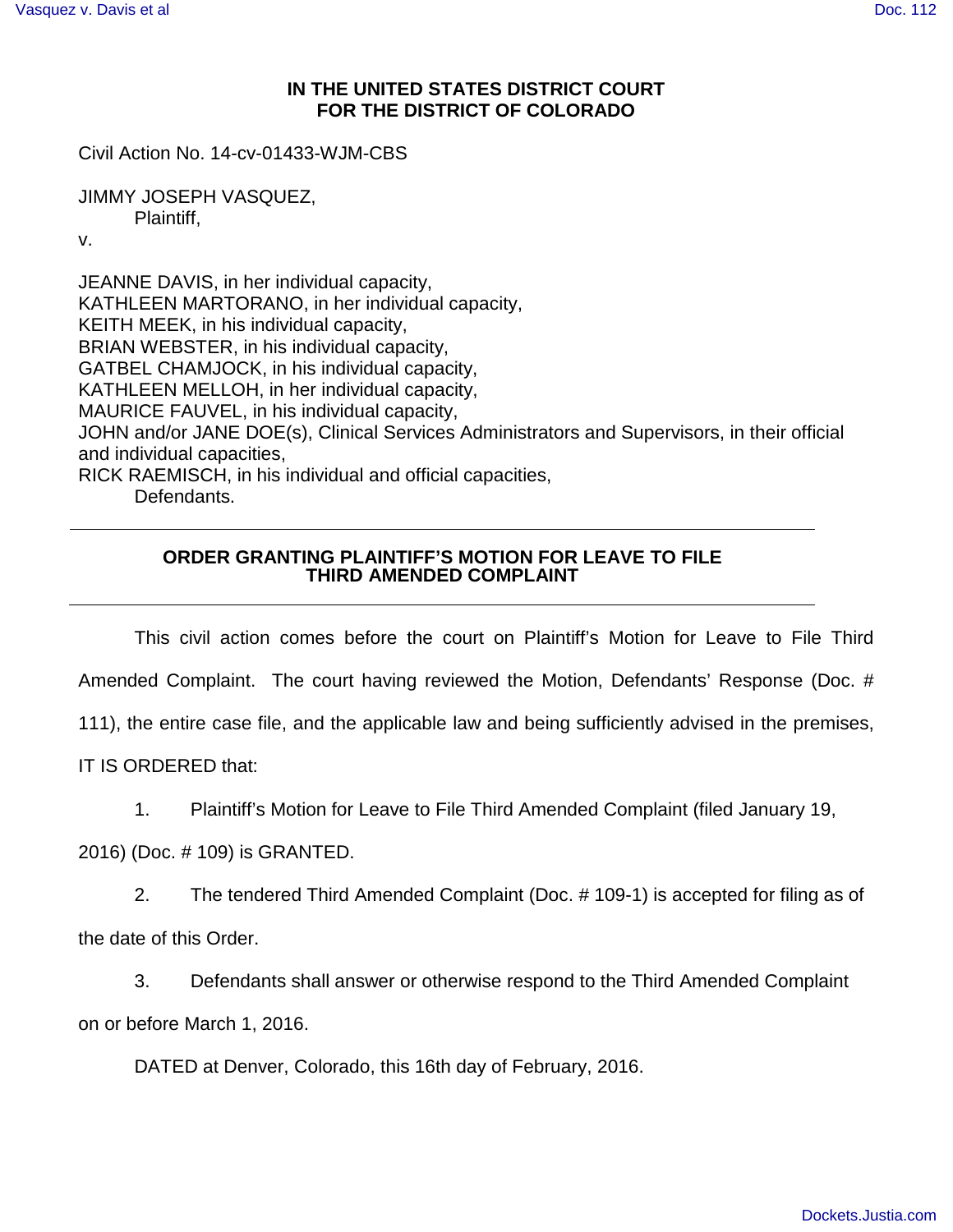**IN THE UNITED STATES DISTRICT COURT**
**FOR THE DISTRICT OF COLORADO**

Civil Action No. 14-cv-01433-WJM-CBS

JIMMY JOSEPH VASQUEZ,
Plaintiff,

v.

JEANNE DAVIS, in her individual capacity,
KATHLEEN MARTORANO, in her individual capacity,
KEITH MEEK, in his individual capacity,
BRIAN WEBSTER, in his individual capacity,
GATBEL CHAMJOCK, in his individual capacity,
KATHLEEN MELLOH, in her individual capacity,
MAURICE FAUVEL, in his individual capacity,
JOHN and/or JANE DOE(s), Clinical Services Administrators and Supervisors, in their official and individual capacities,
RICK RAEMISCH, in his individual and official capacities,
Defendants.

---

**ORDER GRANTING PLAINTIFF'S MOTION FOR LEAVE TO FILE THIRD AMENDED COMPLAINT**

---

This civil action comes before the court on Plaintiff's Motion for Leave to File Third Amended Complaint. The court having reviewed the Motion, Defendants' Response (Doc. # 111), the entire case file, and the applicable law and being sufficiently advised in the premises, IT IS ORDERED that:

1. Plaintiff's Motion for Leave to File Third Amended Complaint (filed January 19, 2016) (Doc. # 109) is GRANTED.

2. The tendered Third Amended Complaint (Doc. # 109-1) is accepted for filing as of the date of this Order.

3. Defendants shall answer or otherwise respond to the Third Amended Complaint on or before March 1, 2016.

DATED at Denver, Colorado, this 16th day of February, 2016.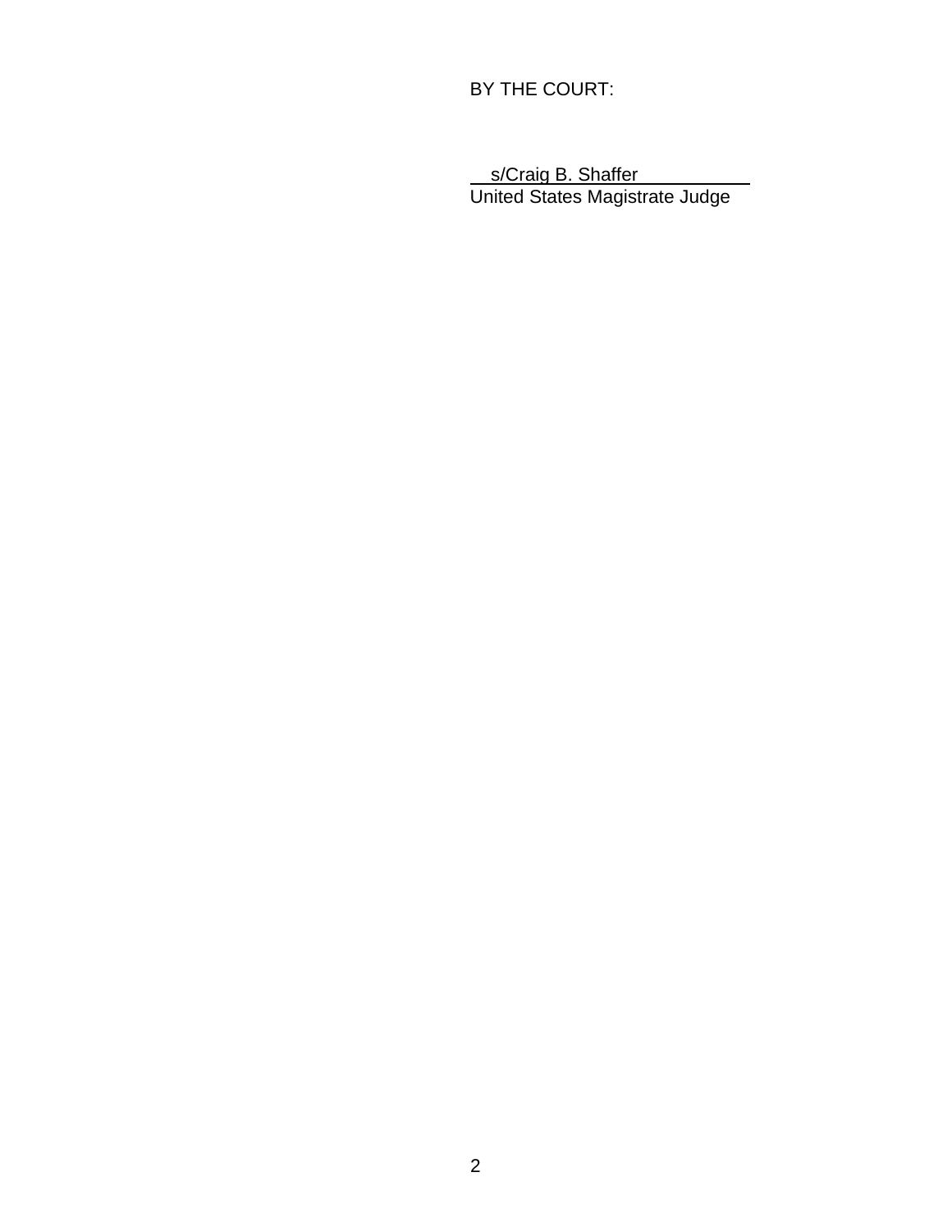BY THE COURT:

s/Craig B. Shaffer
United States Magistrate Judge